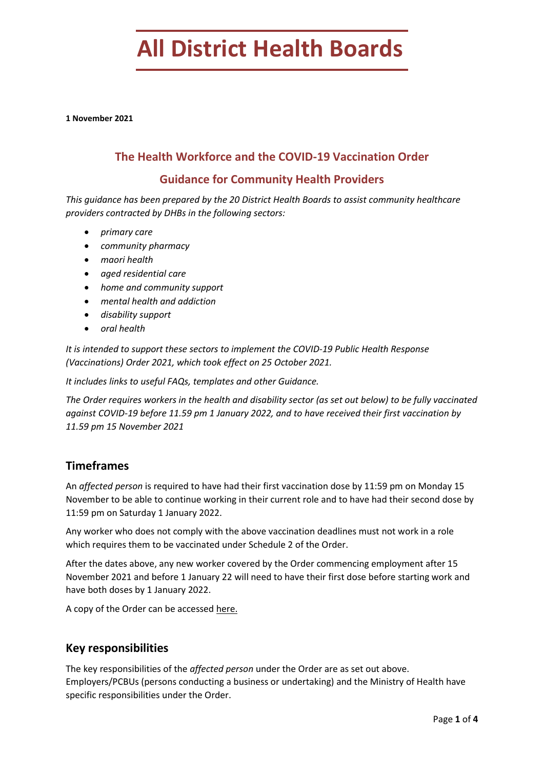# All District Health Boards

**1 November 2021**

## The Health Workforce and the COVID-19 Vaccination Order

## Guidance for Community Health Providers

*This guidance has been prepared by the 20 District Health Boards to assist community healthcare providers contracted by DHBs in the following sectors:*

- *primary care*
- *community pharmacy*
- *maori health*
- *aged residential care*
- *home and community support*
- *mental health and addiction*
- *disability support*
- *oral health*

*It is intended to support these sectors to implement the COVID-19 Public Health Response (Vaccinations) Order 2021, which took effect on 25 October 2021.*

*It includes links to useful FAQs, templates and other Guidance.*

*The Order requires workers in the health and disability sector (as set out below) to be fully vaccinated against COVID-19 before 11.59 pm 1 January 2022, and to have received their first vaccination by 11.59 pm 15 November 2021*

## Timeframes

An *affected person* is required to have had their first vaccination dose by 11:59 pm on Monday 15 November to be able to continue working in their current role and to have had their second dose by 11:59 pm on Saturday 1 January 2022.

Any worker who does not comply with the above vaccination deadlines must not work in a role which requires them to be vaccinated under Schedule 2 of the Order.

After the dates above, any new worker covered by the Order commencing employment after 15 November 2021 and before 1 January 22 will need to have their first dose before starting work and have both doses by 1 January 2022.

A copy of the Order can be accessed here.

## Key responsibilities

The key responsibilities of the *affected person* under the Order are as set out above. Employers/PCBUs (persons conducting a business or undertaking) and the Ministry of Health have specific responsibilities under the Order.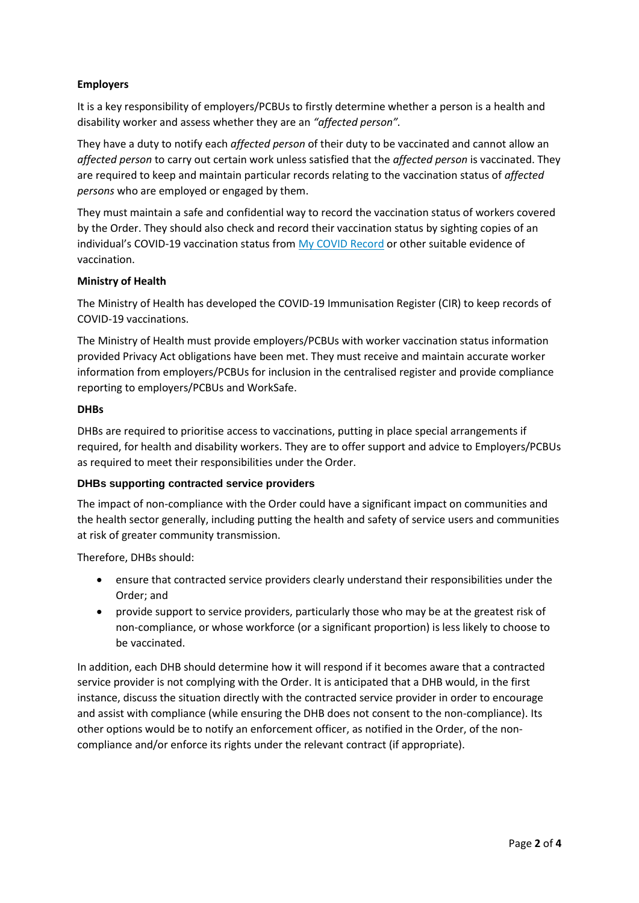**Employers**

It is a key responsibility of employers/PCBUs to firstly determine whether a person is a health and disability worker and assess whether they are an *"affected person".*

They have a duty to notify each *affected person* of their duty to be vaccinated and cannot allow an *affected person* to carry out certain work unless satisfied that the *affected person* is vaccinated. They are required to keep and maintain particular records relating to the vaccination status of *affected persons* who are employed or engaged by them.

They must maintain a safe and confidential way to record the vaccination status of workers covered by the Order. They should also check and record their vaccination status by sighting copies of an individual's COVID-19 vaccination status from My COVID Record or other suitable evidence of vaccination.

**Ministry of Health**

The Ministry of Health has developed the COVID-19 Immunisation Register (CIR) to keep records of COVID-19 vaccinations.

The Ministry of Health must provide employers/PCBUs with worker vaccination status information provided Privacy Act obligations have been met. They must receive and maintain accurate worker information from employers/PCBUs for inclusion in the centralised register and provide compliance reporting to employers/PCBUs and WorkSafe.

**DHBs**

DHBs are required to prioritise access to vaccinations, putting in place special arrangements if required, for health and disability workers. They are to offer support and advice to Employers/PCBUs as required to meet their responsibilities under the Order.

**DHBs supporting contracted service providers**

The impact of non-compliance with the Order could have a significant impact on communities and the health sector generally, including putting the health and safety of service users and communities at risk of greater community transmission.

Therefore, DHBs should:

- ensure that contracted service providers clearly understand their responsibilities under the Order; and
- provide support to service providers, particularly those who may be at the greatest risk of non-compliance, or whose workforce (or a significant proportion) is less likely to choose to be vaccinated.

In addition, each DHB should determine how it will respond if it becomes aware that a contracted service provider is not complying with the Order. It is anticipated that a DHB would, in the first instance, discuss the situation directly with the contracted service provider in order to encourage and assist with compliance (while ensuring the DHB does not consent to the non-compliance). Its other options would be to notify an enforcement officer, as notified in the Order, of the non-compliance and/or enforce its rights under the relevant contract (if appropriate).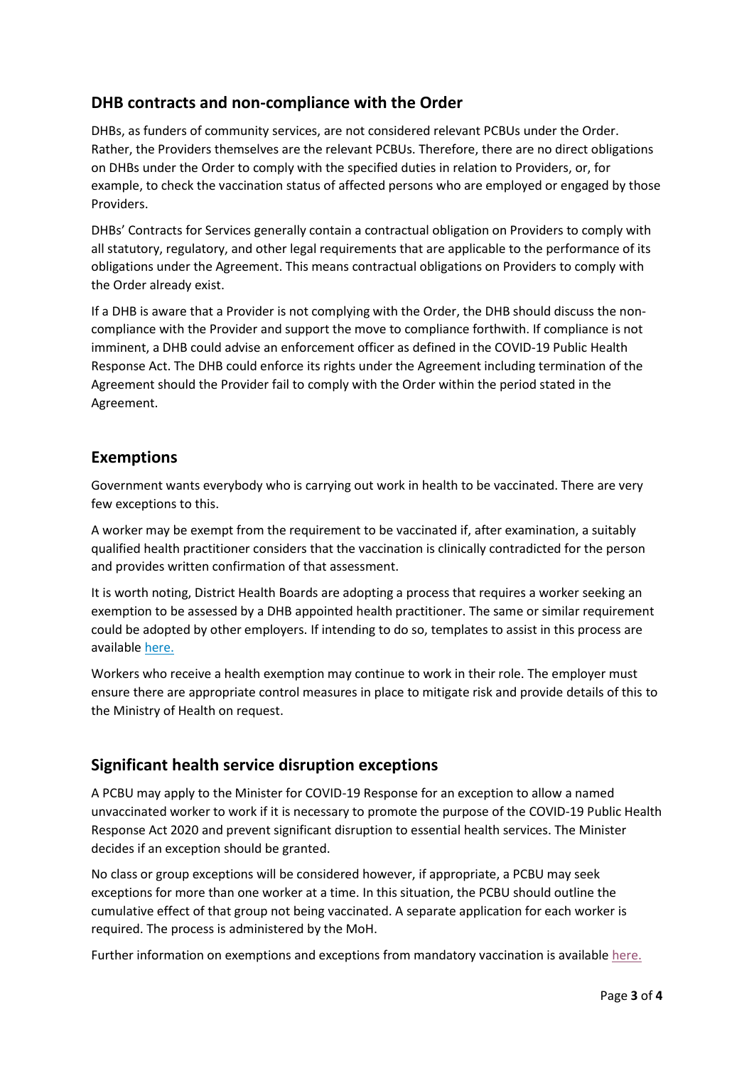## DHB contracts and non-compliance with the Order

DHBs, as funders of community services, are not considered relevant PCBUs under the Order. Rather, the Providers themselves are the relevant PCBUs. Therefore, there are no direct obligations on DHBs under the Order to comply with the specified duties in relation to Providers, or, for example, to check the vaccination status of affected persons who are employed or engaged by those Providers.

DHBs' Contracts for Services generally contain a contractual obligation on Providers to comply with all statutory, regulatory, and other legal requirements that are applicable to the performance of its obligations under the Agreement. This means contractual obligations on Providers to comply with the Order already exist.

If a DHB is aware that a Provider is not complying with the Order, the DHB should discuss the non-compliance with the Provider and support the move to compliance forthwith. If compliance is not imminent, a DHB could advise an enforcement officer as defined in the COVID-19 Public Health Response Act. The DHB could enforce its rights under the Agreement including termination of the Agreement should the Provider fail to comply with the Order within the period stated in the Agreement.

## Exemptions

Government wants everybody who is carrying out work in health to be vaccinated. There are very few exceptions to this.

A worker may be exempt from the requirement to be vaccinated if, after examination, a suitably qualified health practitioner considers that the vaccination is clinically contradicted for the person and provides written confirmation of that assessment.

It is worth noting, District Health Boards are adopting a process that requires a worker seeking an exemption to be assessed by a DHB appointed health practitioner. The same or similar requirement could be adopted by other employers. If intending to do so, templates to assist in this process are available here.

Workers who receive a health exemption may continue to work in their role. The employer must ensure there are appropriate control measures in place to mitigate risk and provide details of this to the Ministry of Health on request.

## Significant health service disruption exceptions

A PCBU may apply to the Minister for COVID-19 Response for an exception to allow a named unvaccinated worker to work if it is necessary to promote the purpose of the COVID-19 Public Health Response Act 2020 and prevent significant disruption to essential health services. The Minister decides if an exception should be granted.

No class or group exceptions will be considered however, if appropriate, a PCBU may seek exceptions for more than one worker at a time. In this situation, the PCBU should outline the cumulative effect of that group not being vaccinated. A separate application for each worker is required. The process is administered by the MoH.

Further information on exemptions and exceptions from mandatory vaccination is available here.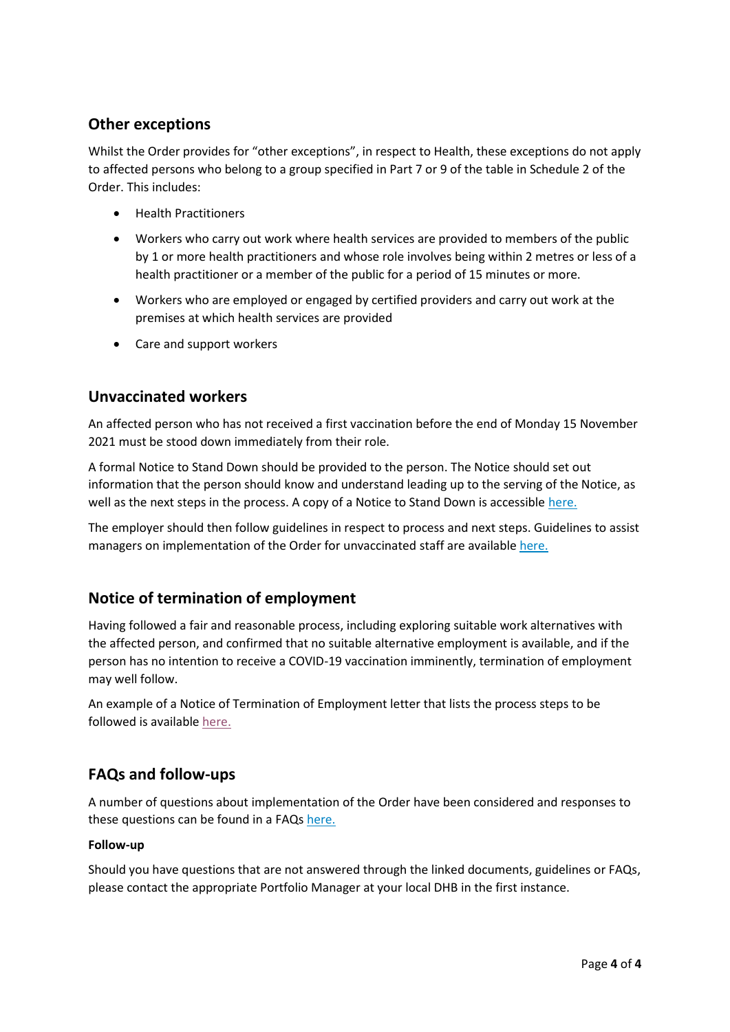## Other exceptions

Whilst the Order provides for "other exceptions", in respect to Health, these exceptions do not apply to affected persons who belong to a group specified in Part 7 or 9 of the table in Schedule 2 of the Order. This includes:

- Health Practitioners
- Workers who carry out work where health services are provided to members of the public by 1 or more health practitioners and whose role involves being within 2 metres or less of a health practitioner or a member of the public for a period of 15 minutes or more.
- Workers who are employed or engaged by certified providers and carry out work at the premises at which health services are provided
- Care and support workers

## Unvaccinated workers

An affected person who has not received a first vaccination before the end of Monday 15 November 2021 must be stood down immediately from their role.

A formal Notice to Stand Down should be provided to the person. The Notice should set out information that the person should know and understand leading up to the serving of the Notice, as well as the next steps in the process. A copy of a Notice to Stand Down is accessible here.

The employer should then follow guidelines in respect to process and next steps. Guidelines to assist managers on implementation of the Order for unvaccinated staff are available here.

## Notice of termination of employment

Having followed a fair and reasonable process, including exploring suitable work alternatives with the affected person, and confirmed that no suitable alternative employment is available, and if the person has no intention to receive a COVID-19 vaccination imminently, termination of employment may well follow.

An example of a Notice of Termination of Employment letter that lists the process steps to be followed is available here.

## FAQs and follow-ups

A number of questions about implementation of the Order have been considered and responses to these questions can be found in a FAQs here.

**Follow-up**

Should you have questions that are not answered through the linked documents, guidelines or FAQs, please contact the appropriate Portfolio Manager at your local DHB in the first instance.